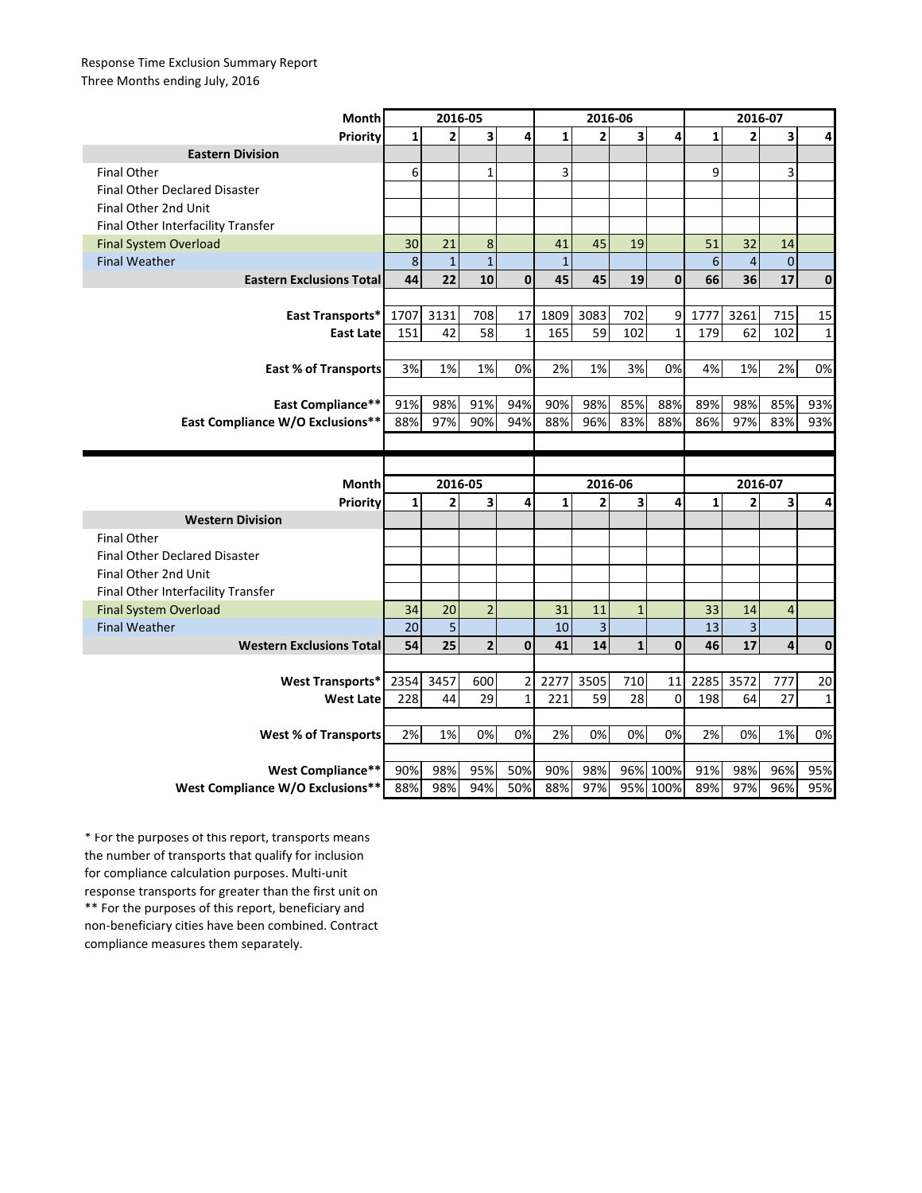Response Time Exclusion Summary Report
Three Months ending July, 2016

| Month | 2016-05 | | | | 2016-06 | | | | 2016-07 | | | |
|---|---|---|---|---|---|---|---|---|---|---|---|---|
| **Priority** | **1** | **2** | **3** | **4** | **1** | **2** | **3** | **4** | **1** | **2** | **3** | **4** |
| **Eastern Division** | | | | | | | | | | | | |
| Final Other | 6 | | 1 | | 3 | | | | 9 | | 3 | |
| Final Other Declared Disaster | | | | | | | | | | | | |
| Final Other 2nd Unit | | | | | | | | | | | | |
| Final Other Interfacility Transfer | | | | | | | | | | | | |
| Final System Overload | 30 | 21 | 8 | | 41 | 45 | 19 | | 51 | 32 | 14 | |
| Final Weather | 8 | 1 | 1 | | 1 | | | | 6 | 4 | 0 | |
| **Eastern Exclusions Total** | **44** | **22** | **10** | **0** | **45** | **45** | **19** | **0** | **66** | **36** | **17** | **0** |
| | | | | | | | | | | | | |
| **East Transports*** | 1707 | 3131 | 708 | 17 | 1809 | 3083 | 702 | 9 | 1777 | 3261 | 715 | 15 |
| **East Late** | 151 | 42 | 58 | 1 | 165 | 59 | 102 | 1 | 179 | 62 | 102 | 1 |
| | | | | | | | | | | | | |
| **East % of Transports** | 3% | 1% | 1% | 0% | 2% | 1% | 3% | 0% | 4% | 1% | 2% | 0% |
| | | | | | | | | | | | | |
| **East Compliance**** | 91% | 98% | 91% | 94% | 90% | 98% | 85% | 88% | 89% | 98% | 85% | 93% |
| **East Compliance W/O Exclusions**** | 88% | 97% | 90% | 94% | 88% | 96% | 83% | 88% | 86% | 97% | 83% | 93% |

| Month | 2016-05 | | | | 2016-06 | | | | 2016-07 | | | |
|---|---|---|---|---|---|---|---|---|---|---|---|---|
| **Priority** | **1** | **2** | **3** | **4** | **1** | **2** | **3** | **4** | **1** | **2** | **3** | **4** |
| **Western Division** | | | | | | | | | | | | |
| Final Other | | | | | | | | | | | | |
| Final Other Declared Disaster | | | | | | | | | | | | |
| Final Other 2nd Unit | | | | | | | | | | | | |
| Final Other Interfacility Transfer | | | | | | | | | | | | |
| Final System Overload | 34 | 20 | 2 | | 31 | 11 | 1 | | 33 | 14 | 4 | |
| Final Weather | 20 | 5 | | | 10 | 3 | | | 13 | 3 | | |
| **Western Exclusions Total** | **54** | **25** | **2** | **0** | **41** | **14** | **1** | **0** | **46** | **17** | **4** | **0** |
| | | | | | | | | | | | | |
| **West Transports*** | 2354 | 3457 | 600 | 2 | 2277 | 3505 | 710 | 11 | 2285 | 3572 | 777 | 20 |
| **West Late** | 228 | 44 | 29 | 1 | 221 | 59 | 28 | 0 | 198 | 64 | 27 | 1 |
| | | | | | | | | | | | | |
| **West % of Transports** | 2% | 1% | 0% | 0% | 2% | 0% | 0% | 0% | 2% | 0% | 1% | 0% |
| | | | | | | | | | | | | |
| **West Compliance**** | 90% | 98% | 95% | 50% | 90% | 98% | 96% | 100% | 91% | 98% | 96% | 95% |
| **West Compliance W/O Exclusions**** | 88% | 98% | 94% | 50% | 88% | 97% | 95% | 100% | 89% | 97% | 96% | 95% |

* For the purposes of this report, transports means the number of transports that qualify for inclusion for compliance calculation purposes. Multi-unit response transports for greater than the first unit on
** For the purposes of this report, beneficiary and non-beneficiary cities have been combined. Contract compliance measures them separately.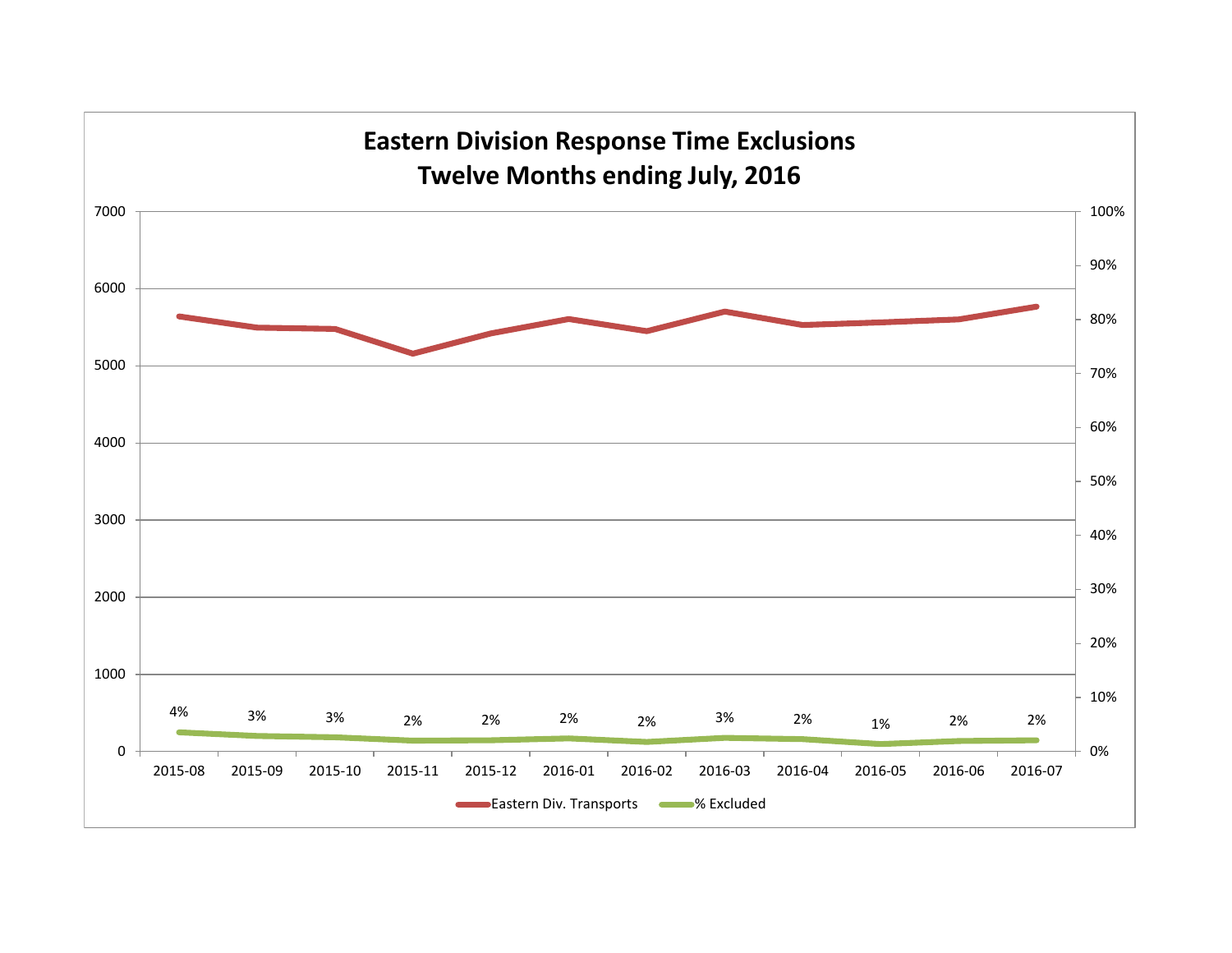# Eastern Division Response Time Exclusions
## Twelve Months ending July, 2016

| Month | % Excluded |
|---|---|
| 2015-08 | 4% |
| 2015-09 | 3% |
| 2015-10 | 3% |
| 2015-11 | 2% |
| 2015-12 | 2% |
| 2016-01 | 2% |
| 2016-02 | 2% |
| 2016-03 | 3% |
| 2016-04 | 2% |
| 2016-05 | 1% |
| 2016-06 | 2% |
| 2016-07 | 2% |

Eastern Div. Transports — % Excluded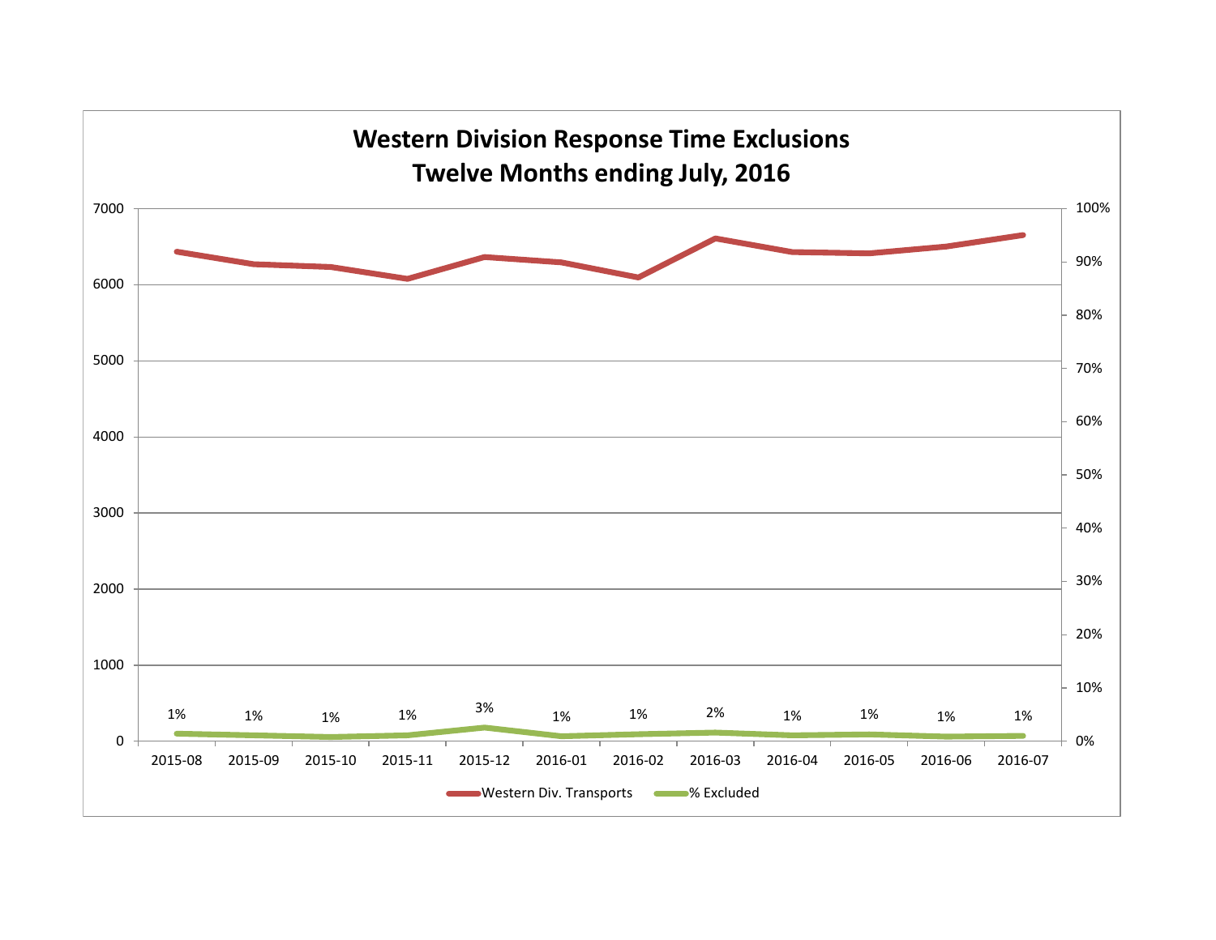# Western Division Response Time Exclusions
## Twelve Months ending July, 2016

7000
6000
5000
4000
3000
2000
1000
0

100%
90%
80%
70%
60%
50%
40%
30%
20%
10%
0%

1% 1% 1% 1% 3% 1% 1% 2% 1% 1% 1% 1%

2015-08 2015-09 2015-10 2015-11 2015-12 2016-01 2016-02 2016-03 2016-04 2016-05 2016-06 2016-07

Western Div. Transports
% Excluded